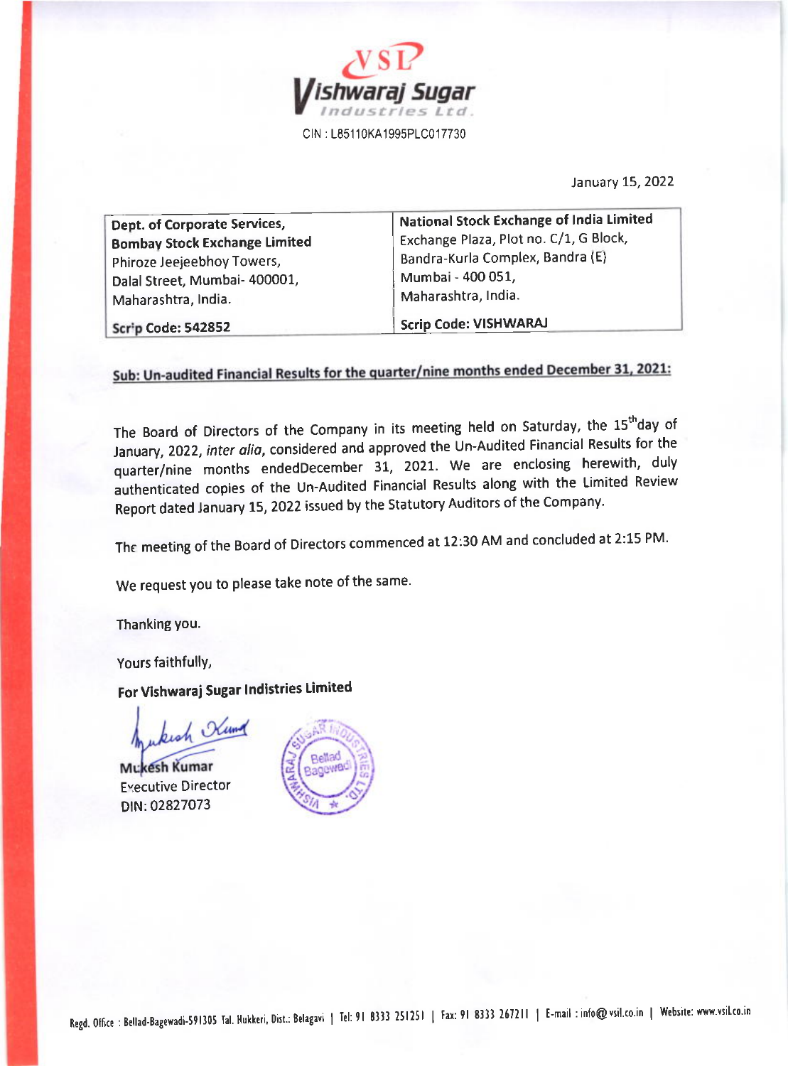VSL

Vishwaraj Sugar Industries Ltd.

CIN : L85110KA1995PLC017730

January 15, 2022

| Dept. of Corporate Services, **Bombay Stock Exchange Limited** Phiroze Jeejeebhoy Towers, Dalal Street, Mumbai- 400001, Maharashtra, India. | **National Stock Exchange of India Limited** Exchange Plaza, Plot no. C/1, G Block, Bandra-Kurla Complex, Bandra (E) Mumbai - 400 051, Maharashtra, India. |
|---|---|
| **Scrip Code: 542852** | **Scrip Code: VISHWARAJ** |

**Sub: Un-audited Financial Results for the quarter/nine months ended December 31, 2021:**

The Board of Directors of the Company in its meeting held on Saturday, the 15th day of January, 2022, *inter alia*, considered and approved the Un-Audited Financial Results for the quarter/nine months endedDecember 31, 2021. We are enclosing herewith, duly authenticated copies of the Un-Audited Financial Results along with the Limited Review Report dated January 15, 2022 issued by the Statutory Auditors of the Company.

The meeting of the Board of Directors commenced at 12:30 AM and concluded at 2:15 PM.

We request you to please take note of the same.

Thanking you.

Yours faithfully,

**For Vishwaraj Sugar Indistries Limited**

Mukesh Kumar
Executive Director
DIN: 02827073

Regd. Office : Bellad-Bagewadi-591305 Tal. Hukkeri, Dist.: Belagavi | Tel: 91 8333 251251 | Fax: 91 8333 267211 | E-mail : info@vsil.co.in | Website: www.vsil.co.in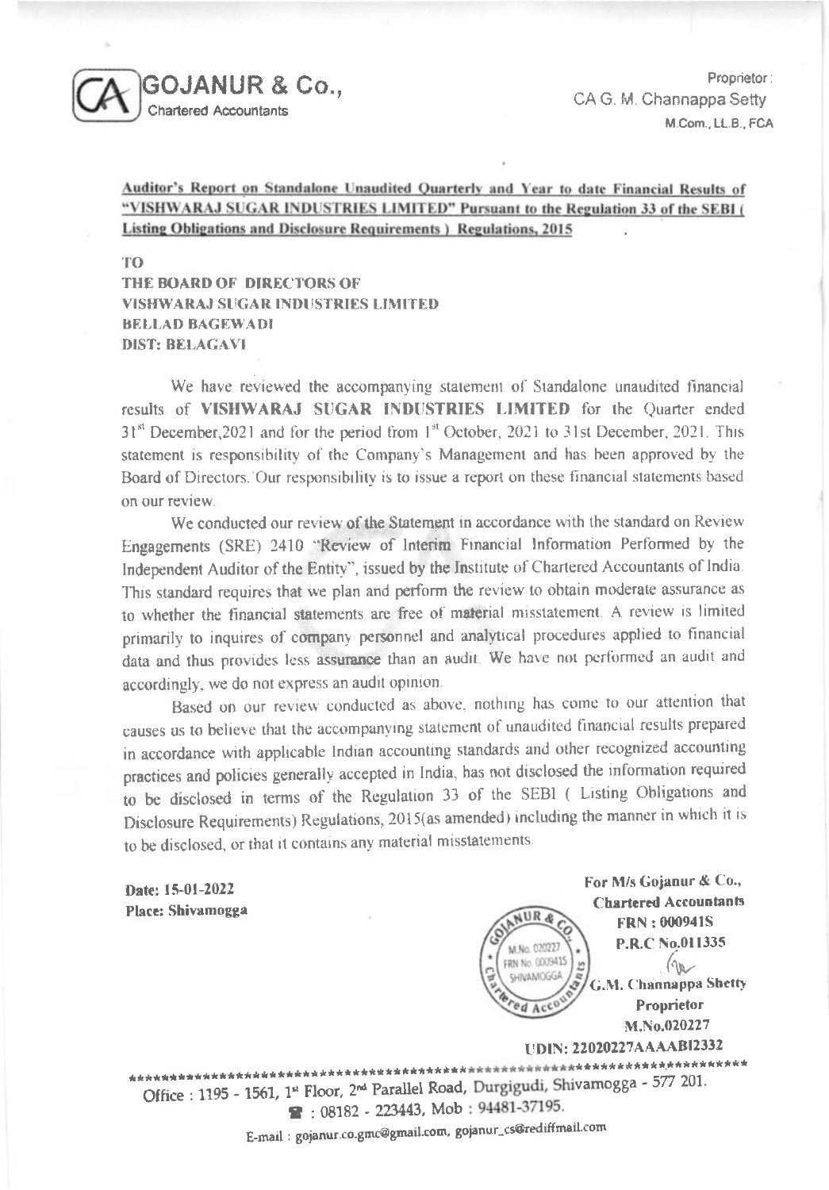**GOJANUR & Co.,**
Chartered Accountants

Proprietor:
CA G. M. Channappa Setty
M.Com., LL.B., FCA

**Auditor's Report on Standalone Unaudited Quarterly and Year to date Financial Results of "VISHWARAJ SUGAR INDUSTRIES LIMITED" Pursuant to the Regulation 33 of the SEBI ( Listing Obligations and Disclosure Requirements ) Regulations, 2015**

**TO**
**THE BOARD OF DIRECTORS OF**
**VISHWARAJ SUGAR INDUSTRIES LIMITED**
**BELLAD BAGEWADI**
**DIST: BELAGAVI**

We have reviewed the accompanying statement of Standalone unaudited financial results of **VISHWARAJ SUGAR INDUSTRIES LIMITED** for the Quarter ended 31st December,2021 and for the period from 1st October, 2021 to 31st December, 2021. This statement is responsibility of the Company's Management and has been approved by the Board of Directors. Our responsibility is to issue a report on these financial statements based on our review.

We conducted our review of the Statement in accordance with the standard on Review Engagements (SRE) 2410 "Review of Interim Financial Information Performed by the Independent Auditor of the Entity", issued by the Institute of Chartered Accountants of India. This standard requires that we plan and perform the review to obtain moderate assurance as to whether the financial statements are free of material misstatement. A review is limited primarily to inquires of company personnel and analytical procedures applied to financial data and thus provides less assurance than an audit. We have not performed an audit and accordingly, we do not express an audit opinion.

Based on our review conducted as above, nothing has come to our attention that causes us to believe that the accompanying statement of unaudited financial results prepared in accordance with applicable Indian accounting standards and other recognized accounting practices and policies generally accepted in India, has not disclosed the information required to be disclosed in terms of the Regulation 33 of the SEBI ( Listing Obligations and Disclosure Requirements) Regulations, 2015(as amended) including the manner in which it is to be disclosed, or that it contains any material misstatements.

**Date: 15-01-2022**
**Place: Shivamogga**

**For M/s Gojanur & Co.,**
**Chartered Accountants**
**FRN : 000941S**
**P.R.C No.011335**

**G.M. Channappa Shetty**
**Proprietor**
**M.No.020227**
**UDIN: 22020227AAAABI2332**

Office : 1195 - 1561, 1st Floor, 2nd Parallel Road, Durgigudi, Shivamogga - 577 201.
☎ : 08182 - 223443, Mob : 94481-37195.
E-mail : gojanur.co.gmc@gmail.com, gojanur_cs@rediffmail.com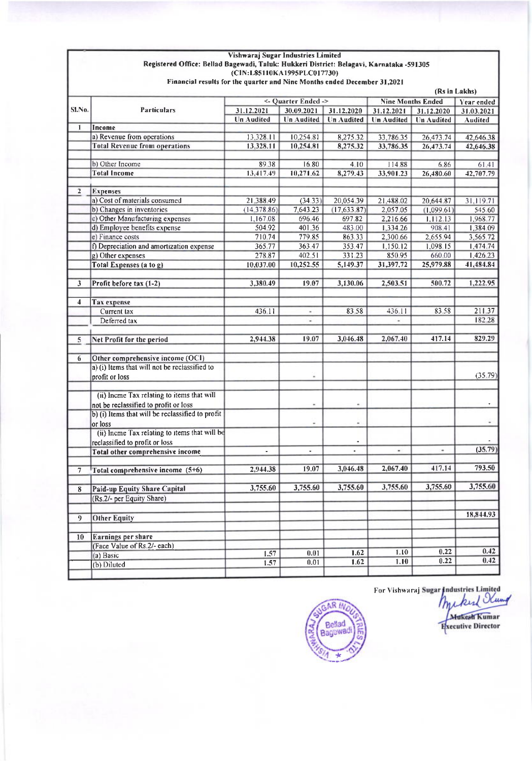# Vishwaraj Sugar Industries Limited

**Registered Office: Bellad Bagewadi, Taluk: Hukkeri District: Belagavi, Karnataka -591305**

**(CIN:L85110KA1995PLC017730)**

**Financial results for the quarter and Nine Months ended December 31,2021**

(Rs in Lakhs)

| Sl.No. | Particulars | <- Quarter Ended -> | | | Nine Months Ended | | Year ended |
|---|---|---|---|---|---|---|---|
| | | 31.12.2021 | 30.09.2021 | 31.12.2020 | 31.12.2021 | 31.12.2020 | 31.03.2021 |
| | | Un Audited | Un Audited | Un Audited | Un Audited | Un Audited | Audited |
| 1 | **Income** | | | | | | |
| | a) Revenue from operations | 13,328.11 | 10,254.81 | 8,275.32 | 33,786.35 | 26,473.74 | 42,646.38 |
| | **Total Revenue from operations** | 13,328.11 | 10,254.81 | 8,275.32 | 33,786.35 | 26,473.74 | 42,646.38 |
| | b) Other Income | 89.38 | 16.80 | 4.10 | 114.88 | 6.86 | 61.41 |
| | **Total Income** | 13,417.49 | 10,271.62 | 8,279.43 | 33,901.23 | 26,480.60 | 42,707.79 |
| 2 | **Expenses** | | | | | | |
| | a) Cost of materials consumed | 21,388.49 | (34.33) | 20,054.39 | 21,488.02 | 20,644.87 | 31,119.71 |
| | b) Changes in inventories | (14,378.86) | 7,643.23 | (17,633.87) | 2,057.05 | (1,099.61) | 545.60 |
| | c) Other Manufacturing expenses | 1,167.08 | 696.46 | 697.82 | 2,216.66 | 1,112.13 | 1,968.77 |
| | d) Employee benefits expense | 504.92 | 401.36 | 483.00 | 1,334.26 | 908.41 | 1,384.09 |
| | e) Finance costs | 710.74 | 779.85 | 863.33 | 2,300.66 | 2,655.94 | 3,565.72 |
| | f) Depreciation and amortization expense | 365.77 | 363.47 | 353.47 | 1,150.12 | 1,098.15 | 1,474.74 |
| | g) Other expenses | 278.87 | 402.51 | 331.23 | 850.95 | 660.00 | 1,426.23 |
| | **Total Expenses (a to g)** | 10,037.00 | 10,252.55 | 5,149.37 | 31,397.72 | 25,979.88 | 41,484.84 |
| 3 | **Profit before tax (1-2)** | 3,380.49 | 19.07 | 3,130.06 | 2,503.51 | 500.72 | 1,222.95 |
| 4 | **Tax expense** | | | | | | |
| | Current tax | 436.11 | - | 83.58 | 436.11 | 83.58 | 211.37 |
| | Deferred tax | | - | | - | | 182.28 |
| 5 | **Net Profit for the period** | 2,944.38 | 19.07 | 3,046.48 | 2,067.40 | 417.14 | 829.29 |
| 6 | **Other comprehensive income (OCI)** | | | | | | |
| | a) (i) Items that will not be reclassified to profit or loss | | - | | | | (35.79) |
| | (ii) Incme Tax relating to items that will not be reclassified to profit or loss | | - | - | | | - |
| | b) (i) Items that will be reclassified to profit or loss | | - | - | | | - |
| | (ii) Incme Tax relating to items that will be reclassified to profit or loss | | | - | | | - |
| | **Total other comprehensive income** | - | - | - | - | - | (35.79) |
| 7 | **Total comprehensive income (5+6)** | 2,944.38 | 19.07 | 3,046.48 | 2,067.40 | 417.14 | 793.50 |
| 8 | **Paid-up Equity Share Capital** | 3,755.60 | 3,755.60 | 3,755.60 | 3,755.60 | 3,755.60 | 3,755.60 |
| | (Rs.2/- per Equity Share) | | | | | | |
| 9 | **Other Equity** | | | | | | 18,844.93 |
| 10 | **Earnings per share** | | | | | | |
| | (Face Value of Rs.2/- each) | | | | | | |
| | (a) Basic | 1.57 | 0.01 | 1.62 | 1.10 | 0.22 | 0.42 |
| | (b) Diluted | 1.57 | 0.01 | 1.62 | 1.10 | 0.22 | 0.42 |

For Vishwaraj Sugar Industries Limited

Mukesh Kumar
Executive Director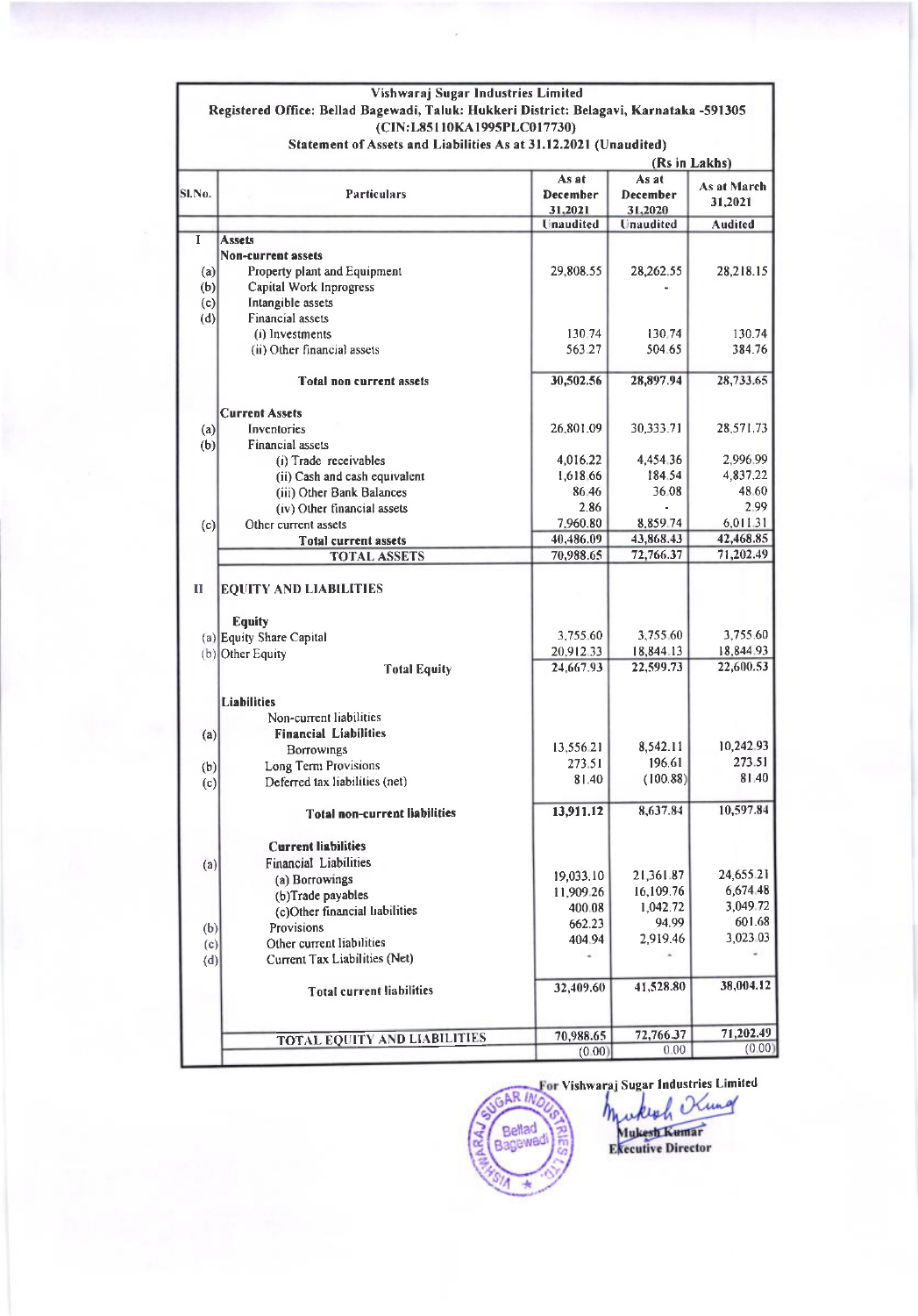# Vishwaraj Sugar Industries Limited

**Registered Office: Bellad Bagewadi, Taluk: Hukkeri District: Belagavi, Karnataka -591305**

**(CIN:L85110KA1995PLC017730)**

**Statement of Assets and Liabilities As at 31.12.2021 (Unaudited)**

**(Rs in Lakhs)**

| Sl.No. | Particulars | As at December 31,2021 | As at December 31,2020 | As at March 31,2021 |
|---|---|---|---|---|
| | | Unaudited | Unaudited | Audited |
| I | **Assets** | | | |
| | **Non-current assets** | | | |
| (a) | Property plant and Equipment | 29,808.55 | 28,262.55 | 28,218.15 |
| (b) | Capital Work Inprogress | | - | |
| (c) | Intangible assets | | | |
| (d) | Financial assets | | | |
| | (i) Investments | 130.74 | 130.74 | 130.74 |
| | (ii) Other financial assets | 563.27 | 504.65 | 384.76 |
| | **Total non current assets** | **30,502.56** | **28,897.94** | **28,733.65** |
| | **Current Assets** | | | |
| (a) | Inventories | 26,801.09 | 30,333.71 | 28,571.73 |
| (b) | Financial assets | | | |
| | (i) Trade receivables | 4,016.22 | 4,454.36 | 2,996.99 |
| | (ii) Cash and cash equivalent | 1,618.66 | 184.54 | 4,837.22 |
| | (iii) Other Bank Balances | 86.46 | 36.08 | 48.60 |
| | (iv) Other financial assets | 2.86 | - | 2.99 |
| (c) | Other current assets | 7,960.80 | 8,859.74 | 6,011.31 |
| | **Total current assets** | **40,486.09** | **43,868.43** | **42,468.85** |
| | **TOTAL ASSETS** | **70,988.65** | **72,766.37** | **71,202.49** |
| II | **EQUITY AND LIABILITIES** | | | |
| | **Equity** | | | |
| (a) | Equity Share Capital | 3,755.60 | 3,755.60 | 3,755.60 |
| (b) | Other Equity | 20,912.33 | 18,844.13 | 18,844.93 |
| | **Total Equity** | 24,667.93 | 22,599.73 | 22,600.53 |
| | **Liabilities** | | | |
| | Non-current liabilities | | | |
| (a) | **Financial Liabilities** | | | |
| | Borrowings | 13,556.21 | 8,542.11 | 10,242.93 |
| (b) | Long Term Provisions | 273.51 | 196.61 | 273.51 |
| (c) | Deferred tax liabilities (net) | 81.40 | (100.88) | 81.40 |
| | **Total non-current liabilities** | **13,911.12** | 8,637.84 | 10,597.84 |
| | **Current liabilities** | | | |
| (a) | Financial Liabilities | | | |
| | (a) Borrowings | 19,033.10 | 21,361.87 | 24,655.21 |
| | (b)Trade payables | 11,909.26 | 16,109.76 | 6,674.48 |
| | (c)Other financial liabilities | 400.08 | 1,042.72 | 3,049.72 |
| (b) | Provisions | 662.23 | 94.99 | 601.68 |
| (c) | Other current liabilities | 404.94 | 2,919.46 | 3,023.03 |
| (d) | Current Tax Liabilities (Net) | - | - | - |
| | **Total current liabilities** | 32,409.60 | 41,528.80 | 38,004.12 |
| | **TOTAL EQUITY AND LIABILITIES** | 70,988.65 | 72,766.37 | 71,202.49 |
| | | (0.00) | 0.00 | (0.00) |

**For Vishwaraj Sugar Industries Limited**

**Mukesh Kumar**

**Executive Director**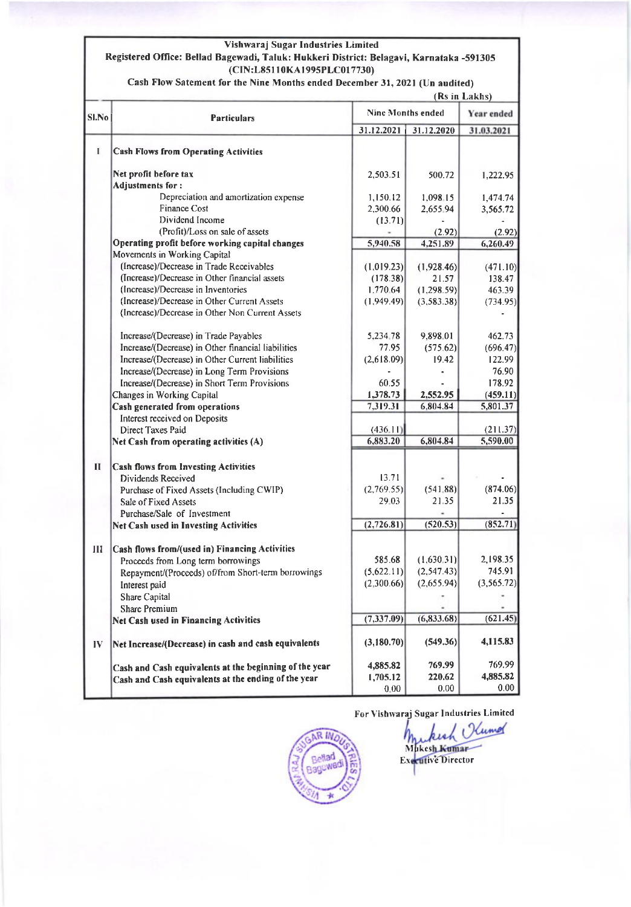# Vishwaraj Sugar Industries Limited

Registered Office: Bellad Bagewadi, Taluk: Hukkeri District: Belagavi, Karnataka -591305

(CIN:L85110KA1995PLC017730)

## Cash Flow Satement for the Nine Months ended December 31, 2021 (Un audited)

(Rs in Lakhs)

| Sl.No | Particulars | Nine Months ended | | Year ended |
|---|---|---|---|---|
| | | 31.12.2021 | 31.12.2020 | 31.03.2021 |
| I | **Cash Flows from Operating Activities** | | | |
| | **Net profit before tax** | 2,503.51 | 500.72 | 1,222.95 |
| | **Adjustments for :** | | | |
| | Depreciation and amortization expense | 1,150.12 | 1,098.15 | 1,474.74 |
| | Finance Cost | 2,300.66 | 2,655.94 | 3,565.72 |
| | Dividend Income | (13.71) | - | - |
| | (Profit)/Loss on sale of assets | - | (2.92) | (2.92) |
| | **Operating profit before working capital changes** | 5,940.58 | 4,251.89 | 6,260.49 |
| | Movements in Working Capital | | | |
| | (Increase)/Decrease in Trade Receivables | (1,019.23) | (1,928.46) | (471.10) |
| | (Increase)/Decrease in Other financial assets | (178.38) | 21.57 | 138.47 |
| | (Increase)/Decrease in Inventories | 1,770.64 | (1,298.59) | 463.39 |
| | (Increase)/Decrease in Other Current Assets | (1,949.49) | (3,583.38) | (734.95) |
| | (Increase)/Decrease in Other Non Current Assets | | | - |
| | Increase/(Decrease) in Trade Payables | 5,234.78 | 9,898.01 | 462.73 |
| | Increase/(Decrease) in Other financial liabilities | 77.95 | (575.62) | (696.47) |
| | Increase/(Decrease) in Other Current liabilities | (2,618.09) | 19.42 | 122.99 |
| | Increase/(Decrease) in Long Term Provisions | - | - | 76.90 |
| | Increase/(Decrease) in Short Term Provisions | 60.55 | - | 178.92 |
| | Changes in Working Capital | 1,378.73 | 2,552.95 | (459.11) |
| | **Cash generated from operations** | 7,319.31 | 6,804.84 | 5,801.37 |
| | Interest received on Deposits | | | |
| | Direct Taxes Paid | (436.11) | | (211.37) |
| | **Net Cash from operating activities (A)** | 6,883.20 | 6,804.84 | 5,590.00 |
| II | **Cash flows from Investing Activities** | | | |
| | Dividends Received | 13.71 | - | - |
| | Purchase of Fixed Assets (Including CWIP) | (2,769.55) | (541.88) | (874.06) |
| | Sale of Fixed Assets | 29.03 | 21.35 | 21.35 |
| | Purchase/Sale of Investment | | - | - |
| | **Net Cash used in Investing Activities** | (2,726.81) | (520.53) | (852.71) |
| III | **Cash flows from/(used in) Financing Activities** | | | |
| | Proceeds from Long term borrowings | 585.68 | (1,630.31) | 2,198.35 |
| | Repayment/(Proceeds) of/from Short-term borrowings | (5,622.11) | (2,547.43) | 745.91 |
| | Interest paid | (2,300.66) | (2,655.94) | (3,565.72) |
| | Share Capital | | - | - |
| | Share Premium | | - | - |
| | **Net Cash used in Financing Activities** | (7,337.09) | (6,833.68) | (621.45) |
| IV | **Net Increase/(Decrease) in cash and cash equivalents** | (3,180.70) | (549.36) | 4,115.83 |
| | **Cash and Cash equivalents at the beginning of the year** | 4,885.82 | 769.99 | 769.99 |
| | **Cash and Cash equivalents at the ending of the year** | 1,705.12 | 220.62 | 4,885.82 |
| | | 0.00 | 0.00 | 0.00 |

For Vishwaraj Sugar Industries Limited

Mukesh Kumar

Executive Director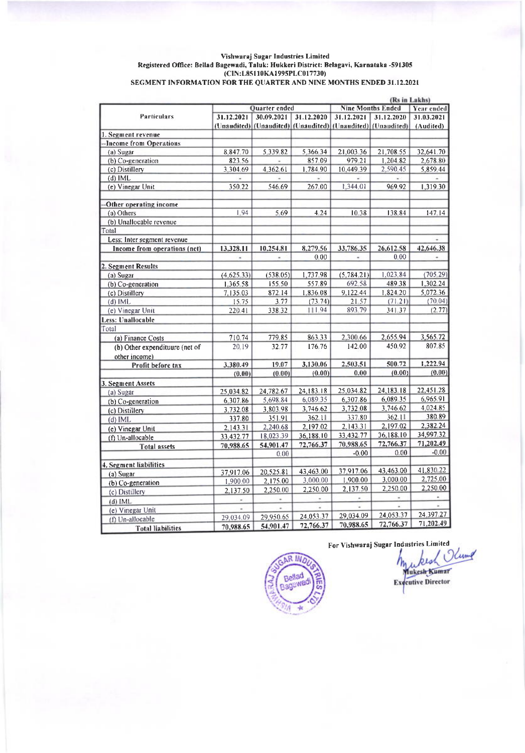**Vishwaraj Sugar Industries Limited**
**Registered Office: Bellad Bagewadi, Taluk: Hukkeri District: Belagavi, Karnataka -591305**
**(CIN:L85110KA1995PLC017730)**
**SEGMENT INFORMATION FOR THE QUARTER AND NINE MONTHS ENDED 31.12.2021**

(Rs in Lakhs)

| Particulars | Quarter ended | | | Nine Months Ended | | Year ended |
|---|---|---|---|---|---|---|
| | 31.12.2021 (Unaudited) | 30.09.2021 (Unaudited) | 31.12.2020 (Unaudited) | 31.12.2021 (Unaudited) | 31.12.2020 (Unaudited) | 31.03.2021 (Audited) |
| 1. Segment revenue | | | | | | |
| -Income from Operations | | | | | | |
| (a) Sugar | 8,847.70 | 5,339.82 | 5,366.34 | 21,003.36 | 21,708.55 | 32,641.70 |
| (b) Co-generation | 823.56 | - | 857.09 | 979.21 | 1,204.82 | 2,678.80 |
| (c) Distillery | 3,304.69 | 4,362.61 | 1,784.90 | 10,449.39 | 2,590.45 | 5,859.44 |
| (d) IML | - | - | - | - | - | - |
| (e) Vinegar Unit | 350.22 | 546.69 | 267.00 | 1,344.01 | 969.92 | 1,319.30 |
| -Other operating income | | | | | | |
| (a) Others | 1.94 | 5.69 | 4.24 | 10.38 | 138.84 | 147.14 |
| (b) Unallocable revenue | | | | | | |
| Total | | | | | | |
| Less: Inter segment revenue | | | | | | - |
| Income from operations (net) | 13,328.11 | 10,254.81 | 8,279.56 | 33,786.35 | 26,612.58 | 42,646.38 |
| | - | - | 0.00 | - | 0.00 | - |
| 2. Segment Results | | | | | | |
| (a) Sugar | (4,625.33) | (538.05) | 1,737.98 | (5,784.21) | 1,023.84 | (705.29) |
| (b) Co-generation | 1,365.58 | 155.50 | 557.89 | 692.58 | 489.38 | 1,302.24 |
| (c) Distillery | 7,135.03 | 872.14 | 1,836.08 | 9,122.44 | 1,824.20 | 5,072.36 |
| (d) IML | 15.75 | 3.77 | (73.74) | 21.57 | (71.21) | (70.04) |
| (e) Vinegar Unit | 220.41 | 338.32 | 111.94 | 893.79 | 341.37 | (2.77) |
| Less: Unallocable | | | | | | |
| Total | | | | | | |
| (a) Finance Costs | 710.74 | 779.85 | 863.33 | 2,300.66 | 2,655.94 | 3,565.72 |
| (b) Other expenditure (net of other income) | 20.19 | 32.77 | 176.76 | 142.00 | 450.92 | 807.85 |
| Profit before tax | 3,380.49 | 19.07 | 3,130.06 | 2,503.51 | 500.72 | 1,222.94 |
| | (0.00) | (0.00) | (0.00) | 0.00 | (0.00) | (0.00) |
| 3. Segment Assets | | | | | | |
| (a) Sugar | 25,034.82 | 24,782.67 | 24,183.18 | 25,034.82 | 24,183.18 | 22,451.28 |
| (b) Co-generation | 6,307.86 | 5,698.84 | 6,089.35 | 6,307.86 | 6,089.35 | 6,965.91 |
| (c) Distillery | 3,732.08 | 3,803.98 | 3,746.62 | 3,732.08 | 3,746.62 | 4,024.85 |
| (d) IML | 337.80 | 351.91 | 362.11 | 337.80 | 362.11 | 380.89 |
| (e) Vinegar Unit | 2,143.31 | 2,240.68 | 2,197.02 | 2,143.31 | 2,197.02 | 2,382.24 |
| (f) Un-allocable | 33,432.77 | 18,023.39 | 36,188.10 | 33,432.77 | 36,188.10 | 34,997.32 |
| Total assets | 70,988.65 | 54,901.47 | 72,766.37 | 70,988.65 | 72,766.37 | 71,202.49 |
| | | 0.00 | | -0.00 | 0.00 | -0.00 |
| 4. Segment liabilities | | | | | | |
| (a) Sugar | 37,917.06 | 20,525.81 | 43,463.00 | 37,917.06 | 43,463.00 | 41,830.22 |
| (b) Co-generation | 1,900.00 | 2,175.00 | 3,000.00 | 1,900.00 | 3,000.00 | 2,725.00 |
| (c) Distillery | 2,137.50 | 2,250.00 | 2,250.00 | 2,137.50 | 2,250.00 | 2,250.00 |
| (d) IML | - | - | - | - | - | - |
| (e) Vinegar Unit | - | - | - | - | - | - |
| (f) Un-allocable | 29,034.09 | 29,950.65 | 24,053.37 | 29,034.09 | 24,053.37 | 24,397.27 |
| Total liabilities | 70,988.65 | 54,901.47 | 72,766.37 | 70,988.65 | 72,766.37 | 71,202.49 |

For Vishwaraj Sugar Industries Limited

Mukesh Kumar
Executive Director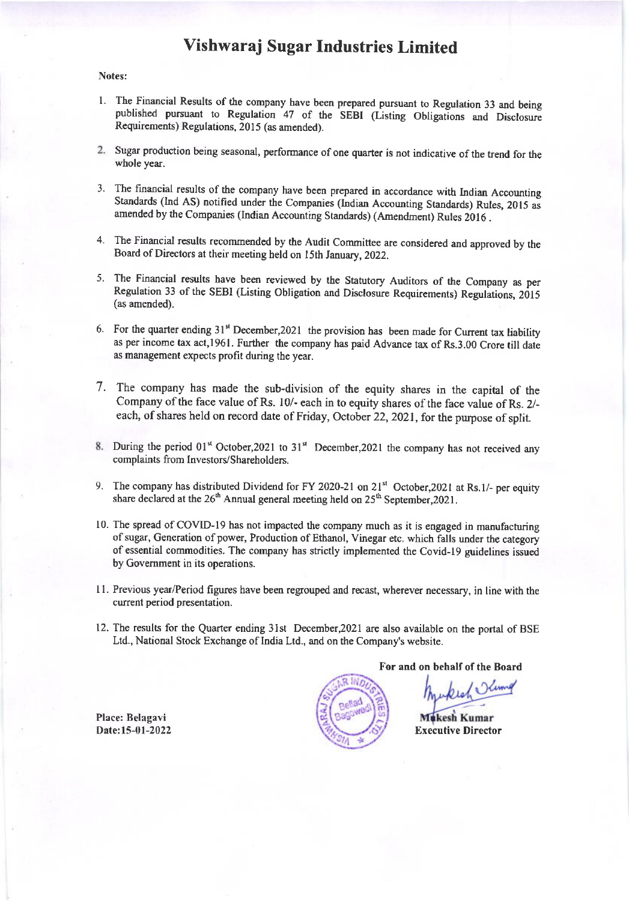# Vishwaraj Sugar Industries Limited

**Notes:**

1. The Financial Results of the company have been prepared pursuant to Regulation 33 and being published pursuant to Regulation 47 of the SEBI (Listing Obligations and Disclosure Requirements) Regulations, 2015 (as amended).

2. Sugar production being seasonal, performance of one quarter is not indicative of the trend for the whole year.

3. The financial results of the company have been prepared in accordance with Indian Accounting Standards (Ind AS) notified under the Companies (Indian Accounting Standards) Rules, 2015 as amended by the Companies (Indian Accounting Standards) (Amendment) Rules 2016 .

4. The Financial results recommended by the Audit Committee are considered and approved by the Board of Directors at their meeting held on 15th January, 2022.

5. The Financial results have been reviewed by the Statutory Auditors of the Company as per Regulation 33 of the SEBI (Listing Obligation and Disclosure Requirements) Regulations, 2015 (as amended).

6. For the quarter ending 31st December,2021 the provision has been made for Current tax liability as per income tax act,1961. Further the company has paid Advance tax of Rs.3.00 Crore till date as management expects profit during the year.

7. The company has made the sub-division of the equity shares in the capital of the Company of the face value of Rs. 10/- each in to equity shares of the face value of Rs. 2/- each, of shares held on record date of Friday, October 22, 2021, for the purpose of split.

8. During the period 01st October,2021 to 31st December,2021 the company has not received any complaints from Investors/Shareholders.

9. The company has distributed Dividend for FY 2020-21 on 21st October,2021 at Rs.1/- per equity share declared at the 26th Annual general meeting held on 25th September,2021.

10. The spread of COVID-19 has not impacted the company much as it is engaged in manufacturing of sugar, Generation of power, Production of Ethanol, Vinegar etc. which falls under the category of essential commodities. The company has strictly implemented the Covid-19 guidelines issued by Government in its operations.

11. Previous year/Period figures have been regrouped and recast, wherever necessary, in line with the current period presentation.

12. The results for the Quarter ending 31st December,2021 are also available on the portal of BSE Ltd., National Stock Exchange of India Ltd., and on the Company's website.

**For and on behalf of the Board**

**Mukesh Kumar**
**Executive Director**

**Place: Belagavi**
**Date:15-01-2022**